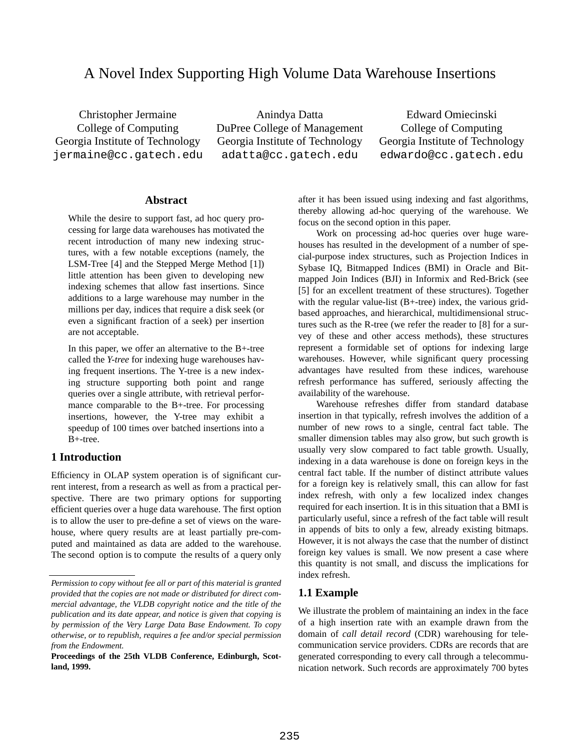# A Novel Index Supporting High Volume Data Warehouse Insertions

Christopher Jermaine
College of Computing
Georgia Institute of Technology
jermaine@cc.gatech.edu

Anindya Datta
DuPree College of Management
Georgia Institute of Technology
adatta@cc.gatech.edu

Edward Omiecinski
College of Computing
Georgia Institute of Technology
edwardo@cc.gatech.edu

## Abstract

While the desire to support fast, ad hoc query processing for large data warehouses has motivated the recent introduction of many new indexing structures, with a few notable exceptions (namely, the LSM-Tree [4] and the Stepped Merge Method [1]) little attention has been given to developing new indexing schemes that allow fast insertions. Since additions to a large warehouse may number in the millions per day, indices that require a disk seek (or even a significant fraction of a seek) per insertion are not acceptable.

In this paper, we offer an alternative to the B+-tree called the *Y-tree* for indexing huge warehouses having frequent insertions. The Y-tree is a new indexing structure supporting both point and range queries over a single attribute, with retrieval performance comparable to the B+-tree. For processing insertions, however, the Y-tree may exhibit a speedup of 100 times over batched insertions into a B+-tree.

## 1 Introduction

Efficiency in OLAP system operation is of significant current interest, from a research as well as from a practical perspective. There are two primary options for supporting efficient queries over a huge data warehouse. The first option is to allow the user to pre-define a set of views on the warehouse, where query results are at least partially pre-computed and maintained as data are added to the warehouse. The second option is to compute the results of a query only after it has been issued using indexing and fast algorithms, thereby allowing ad-hoc querying of the warehouse. We focus on the second option in this paper.

Work on processing ad-hoc queries over huge warehouses has resulted in the development of a number of special-purpose index structures, such as Projection Indices in Sybase IQ, Bitmapped Indices (BMI) in Oracle and Bitmapped Join Indices (BJI) in Informix and Red-Brick (see [5] for an excellent treatment of these structures). Together with the regular value-list (B+-tree) index, the various grid-based approaches, and hierarchical, multidimensional structures such as the R-tree (we refer the reader to [8] for a survey of these and other access methods), these structures represent a formidable set of options for indexing large warehouses. However, while significant query processing advantages have resulted from these indices, warehouse refresh performance has suffered, seriously affecting the availability of the warehouse.

Warehouse refreshes differ from standard database insertion in that typically, refresh involves the addition of a number of new rows to a single, central fact table. The smaller dimension tables may also grow, but such growth is usually very slow compared to fact table growth. Usually, indexing in a data warehouse is done on foreign keys in the central fact table. If the number of distinct attribute values for a foreign key is relatively small, this can allow for fast index refresh, with only a few localized index changes required for each insertion. It is in this situation that a BMI is particularly useful, since a refresh of the fact table will result in appends of bits to only a few, already existing bitmaps. However, it is not always the case that the number of distinct foreign key values is small. We now present a case where this quantity is not small, and discuss the implications for index refresh.

### 1.1 Example

We illustrate the problem of maintaining an index in the face of a high insertion rate with an example drawn from the domain of *call detail record* (CDR) warehousing for telecommunication service providers. CDRs are records that are generated corresponding to every call through a telecommunication network. Such records are approximately 700 bytes

*Permission to copy without fee all or part of this material is granted provided that the copies are not made or distributed for direct commercial advantage, the VLDB copyright notice and the title of the publication and its date appear, and notice is given that copying is by permission of the Very Large Data Base Endowment. To copy otherwise, or to republish, requires a fee and/or special permission from the Endowment.*

**Proceedings of the 25th VLDB Conference, Edinburgh, Scotland, 1999.**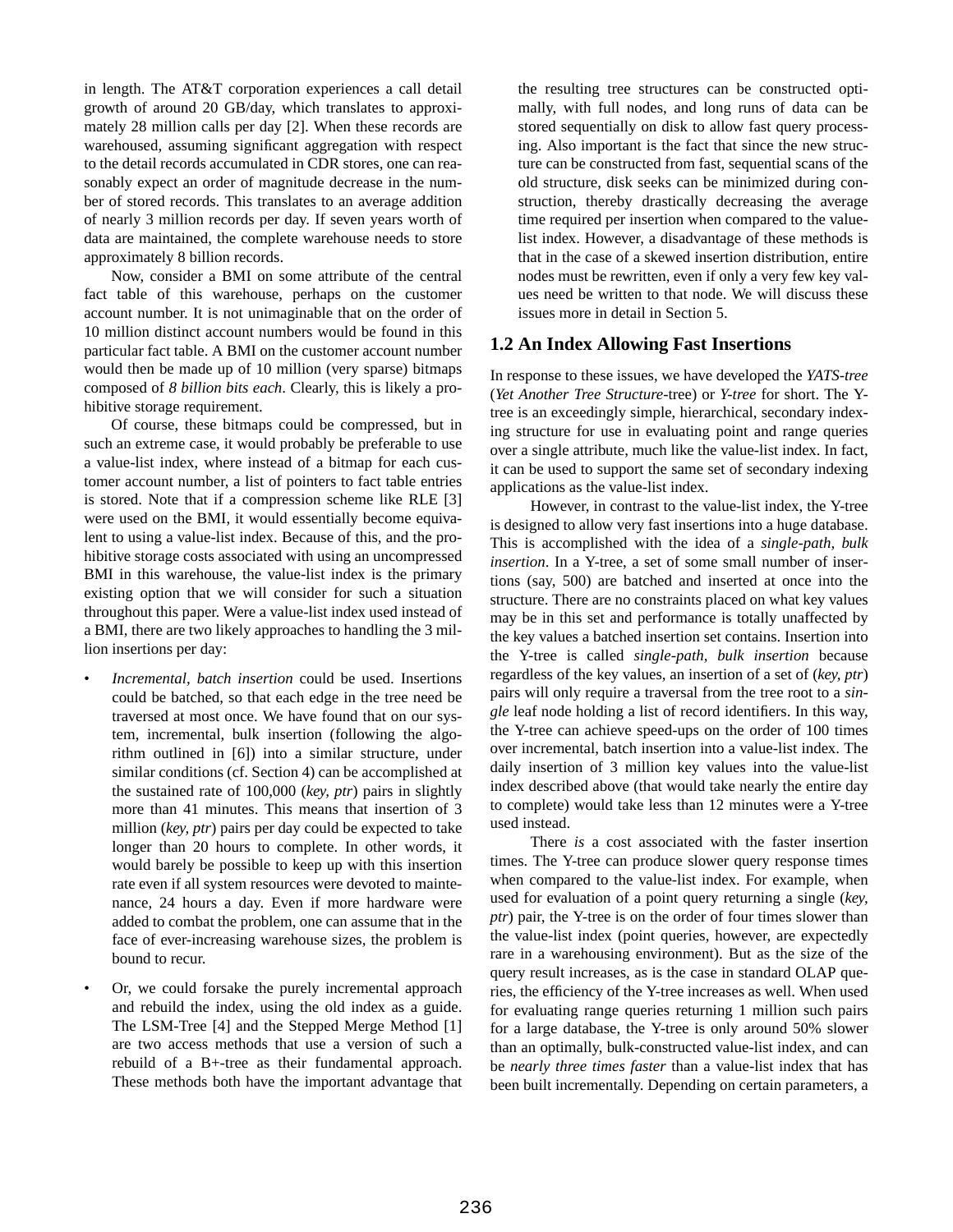in length. The AT&T corporation experiences a call detail growth of around 20 GB/day, which translates to approximately 28 million calls per day [2]. When these records are warehoused, assuming significant aggregation with respect to the detail records accumulated in CDR stores, one can reasonably expect an order of magnitude decrease in the number of stored records. This translates to an average addition of nearly 3 million records per day. If seven years worth of data are maintained, the complete warehouse needs to store approximately 8 billion records.

Now, consider a BMI on some attribute of the central fact table of this warehouse, perhaps on the customer account number. It is not unimaginable that on the order of 10 million distinct account numbers would be found in this particular fact table. A BMI on the customer account number would then be made up of 10 million (very sparse) bitmaps composed of *8 billion bits each*. Clearly, this is likely a prohibitive storage requirement.

Of course, these bitmaps could be compressed, but in such an extreme case, it would probably be preferable to use a value-list index, where instead of a bitmap for each customer account number, a list of pointers to fact table entries is stored. Note that if a compression scheme like RLE [3] were used on the BMI, it would essentially become equivalent to using a value-list index. Because of this, and the prohibitive storage costs associated with using an uncompressed BMI in this warehouse, the value-list index is the primary existing option that we will consider for such a situation throughout this paper. Were a value-list index used instead of a BMI, there are two likely approaches to handling the 3 million insertions per day:

- *Incremental, batch insertion* could be used. Insertions could be batched, so that each edge in the tree need be traversed at most once. We have found that on our system, incremental, bulk insertion (following the algorithm outlined in [6]) into a similar structure, under similar conditions (cf. Section 4) can be accomplished at the sustained rate of 100,000 (*key, ptr*) pairs in slightly more than 41 minutes. This means that insertion of 3 million (*key, ptr*) pairs per day could be expected to take longer than 20 hours to complete. In other words, it would barely be possible to keep up with this insertion rate even if all system resources were devoted to maintenance, 24 hours a day. Even if more hardware were added to combat the problem, one can assume that in the face of ever-increasing warehouse sizes, the problem is bound to recur.
- Or, we could forsake the purely incremental approach and rebuild the index, using the old index as a guide. The LSM-Tree [4] and the Stepped Merge Method [1] are two access methods that use a version of such a rebuild of a B+-tree as their fundamental approach. These methods both have the important advantage that the resulting tree structures can be constructed optimally, with full nodes, and long runs of data can be stored sequentially on disk to allow fast query processing. Also important is the fact that since the new structure can be constructed from fast, sequential scans of the old structure, disk seeks can be minimized during construction, thereby drastically decreasing the average time required per insertion when compared to the value-list index. However, a disadvantage of these methods is that in the case of a skewed insertion distribution, entire nodes must be rewritten, even if only a very few key values need be written to that node. We will discuss these issues more in detail in Section 5.

## 1.2 An Index Allowing Fast Insertions

In response to these issues, we have developed the *YATS-tree* (*Yet Another Tree Structure*-tree) or *Y-tree* for short. The Y-tree is an exceedingly simple, hierarchical, secondary indexing structure for use in evaluating point and range queries over a single attribute, much like the value-list index. In fact, it can be used to support the same set of secondary indexing applications as the value-list index.

However, in contrast to the value-list index, the Y-tree is designed to allow very fast insertions into a huge database. This is accomplished with the idea of a *single-path, bulk insertion*. In a Y-tree, a set of some small number of insertions (say, 500) are batched and inserted at once into the structure. There are no constraints placed on what key values may be in this set and performance is totally unaffected by the key values a batched insertion set contains. Insertion into the Y-tree is called *single-path, bulk insertion* because regardless of the key values, an insertion of a set of (*key, ptr*) pairs will only require a traversal from the tree root to a *single* leaf node holding a list of record identifiers. In this way, the Y-tree can achieve speed-ups on the order of 100 times over incremental, batch insertion into a value-list index. The daily insertion of 3 million key values into the value-list index described above (that would take nearly the entire day to complete) would take less than 12 minutes were a Y-tree used instead.

There *is* a cost associated with the faster insertion times. The Y-tree can produce slower query response times when compared to the value-list index. For example, when used for evaluation of a point query returning a single (*key, ptr*) pair, the Y-tree is on the order of four times slower than the value-list index (point queries, however, are expectedly rare in a warehousing environment). But as the size of the query result increases, as is the case in standard OLAP queries, the efficiency of the Y-tree increases as well. When used for evaluating range queries returning 1 million such pairs for a large database, the Y-tree is only around 50% slower than an optimally, bulk-constructed value-list index, and can be *nearly three times faster* than a value-list index that has been built incrementally. Depending on certain parameters, a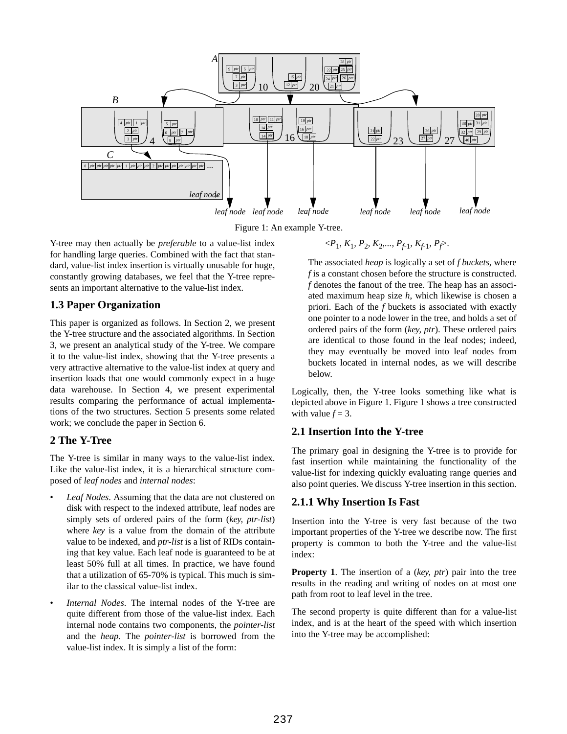Figure 1: An example Y-tree.

Y-tree may then actually be *preferable* to a value-list index for handling large queries. Combined with the fact that standard, value-list index insertion is virtually unusable for huge, constantly growing databases, we feel that the Y-tree represents an important alternative to the value-list index.

## 1.3 Paper Organization

This paper is organized as follows. In Section 2, we present the Y-tree structure and the associated algorithms. In Section 3, we present an analytical study of the Y-tree. We compare it to the value-list index, showing that the Y-tree presents a very attractive alternative to the value-list index at query and insertion loads that one would commonly expect in a huge data warehouse. In Section 4, we present experimental results comparing the performance of actual implementations of the two structures. Section 5 presents some related work; we conclude the paper in Section 6.

# 2 The Y-Tree

The Y-tree is similar in many ways to the value-list index. Like the value-list index, it is a hierarchical structure composed of *leaf nodes* and *internal nodes*:

- *Leaf Nodes*. Assuming that the data are not clustered on disk with respect to the indexed attribute, leaf nodes are simply sets of ordered pairs of the form (*key, ptr-list*) where *key* is a value from the domain of the attribute value to be indexed, and *ptr-list* is a list of RIDs containing that key value. Each leaf node is guaranteed to be at least 50% full at all times. In practice, we have found that a utilization of 65-70% is typical. This much is similar to the classical value-list index.
- *Internal Nodes*. The internal nodes of the Y-tree are quite different from those of the value-list index. Each internal node contains two components, the *pointer-list* and the *heap*. The *pointer-list* is borrowed from the value-list index. It is simply a list of the form:

  $$<P_1, K_1, P_2, K_2, ..., P_{f-1}, K_{f-1}, P_f>.$$

  The associated *heap* is logically a set of $f$ *buckets*, where $f$ is a constant chosen before the structure is constructed. $f$ denotes the fanout of the tree. The heap has an associated maximum heap size $h$, which likewise is chosen a priori. Each of the $f$ buckets is associated with exactly one pointer to a node lower in the tree, and holds a set of ordered pairs of the form (*key, ptr*). These ordered pairs are identical to those found in the leaf nodes; indeed, they may eventually be moved into leaf nodes from buckets located in internal nodes, as we will describe below.

Logically, then, the Y-tree looks something like what is depicted above in Figure 1. Figure 1 shows a tree constructed with value $f = 3$.

## 2.1 Insertion Into the Y-tree

The primary goal in designing the Y-tree is to provide for fast insertion while maintaining the functionality of the value-list for indexing quickly evaluating range queries and also point queries. We discuss Y-tree insertion in this section.

### 2.1.1 Why Insertion Is Fast

Insertion into the Y-tree is very fast because of the two important properties of the Y-tree we describe now. The first property is common to both the Y-tree and the value-list index:

**Property 1**. The insertion of a (*key, ptr*) pair into the tree results in the reading and writing of nodes on at most one path from root to leaf level in the tree.

The second property is quite different than for a value-list index, and is at the heart of the speed with which insertion into the Y-tree may be accomplished: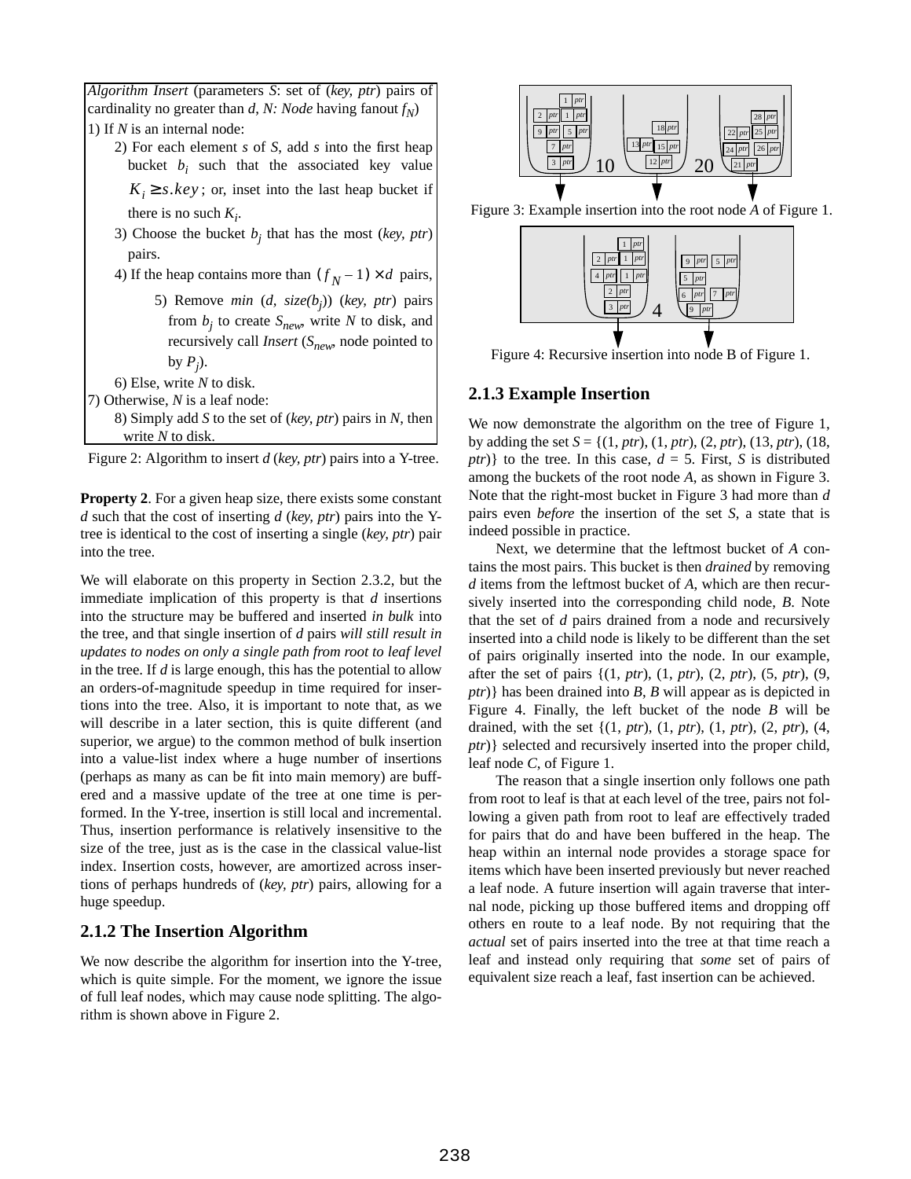*Algorithm Insert* (parameters *S*: set of (*key, ptr*) pairs of cardinality no greater than *d*, *N: Node* having fanout $f_N$)

1) If *N* is an internal node:
   2) For each element *s* of *S*, add *s* into the first heap bucket $b_i$ such that the associated key value $K_i \geq s.key$; or, inset into the last heap bucket if there is no such $K_i$.
   3) Choose the bucket $b_j$ that has the most (*key, ptr*) pairs.
   4) If the heap contains more than $(f_N - 1) \times d$ pairs,
      5) Remove *min* (*d*, *size*($b_j$)) (*key, ptr*) pairs from $b_j$ to create $S_{new}$, write *N* to disk, and recursively call *Insert* ($S_{new}$, node pointed to by $P_j$).
   6) Else, write *N* to disk.
7) Otherwise, *N* is a leaf node:
   8) Simply add *S* to the set of (*key, ptr*) pairs in *N*, then write *N* to disk.

Figure 2: Algorithm to insert *d* (*key, ptr*) pairs into a Y-tree.

**Property 2**. For a given heap size, there exists some constant *d* such that the cost of inserting *d* (*key, ptr*) pairs into the Y-tree is identical to the cost of inserting a single (*key, ptr*) pair into the tree.

We will elaborate on this property in Section 2.3.2, but the immediate implication of this property is that *d* insertions into the structure may be buffered and inserted *in bulk* into the tree, and that single insertion of *d* pairs *will still result in updates to nodes on only a single path from root to leaf level* in the tree. If *d* is large enough, this has the potential to allow an orders-of-magnitude speedup in time required for insertions into the tree. Also, it is important to note that, as we will describe in a later section, this is quite different (and superior, we argue) to the common method of bulk insertion into a value-list index where a huge number of insertions (perhaps as many as can be fit into main memory) are buffered and a massive update of the tree at one time is performed. In the Y-tree, insertion is still local and incremental. Thus, insertion performance is relatively insensitive to the size of the tree, just as is the case in the classical value-list index. Insertion costs, however, are amortized across insertions of perhaps hundreds of (*key, ptr*) pairs, allowing for a huge speedup.

### 2.1.2 The Insertion Algorithm

We now describe the algorithm for insertion into the Y-tree, which is quite simple. For the moment, we ignore the issue of full leaf nodes, which may cause node splitting. The algorithm is shown above in Figure 2.

Figure 3: Example insertion into the root node *A* of Figure 1.

Figure 4: Recursive insertion into node B of Figure 1.

### 2.1.3 Example Insertion

We now demonstrate the algorithm on the tree of Figure 1, by adding the set *S* = {(1, *ptr*), (1, *ptr*), (2, *ptr*), (13, *ptr*), (18, *ptr*)} to the tree. In this case, *d* = 5. First, *S* is distributed among the buckets of the root node *A*, as shown in Figure 3. Note that the right-most bucket in Figure 3 had more than *d* pairs even *before* the insertion of the set *S*, a state that is indeed possible in practice.

Next, we determine that the leftmost bucket of *A* contains the most pairs. This bucket is then *drained* by removing *d* items from the leftmost bucket of *A*, which are then recursively inserted into the corresponding child node, *B*. Note that the set of *d* pairs drained from a node and recursively inserted into a child node is likely to be different than the set of pairs originally inserted into the node. In our example, after the set of pairs {(1, *ptr*), (1, *ptr*), (2, *ptr*), (5, *ptr*), (9, *ptr*)} has been drained into *B*, *B* will appear as is depicted in Figure 4. Finally, the left bucket of the node *B* will be drained, with the set {(1, *ptr*), (1, *ptr*), (1, *ptr*), (2, *ptr*), (4, *ptr*)} selected and recursively inserted into the proper child, leaf node *C*, of Figure 1.

The reason that a single insertion only follows one path from root to leaf is that at each level of the tree, pairs not following a given path from root to leaf are effectively traded for pairs that do and have been buffered in the heap. The heap within an internal node provides a storage space for items which have been inserted previously but never reached a leaf node. A future insertion will again traverse that internal node, picking up those buffered items and dropping off others en route to a leaf node. By not requiring that the *actual* set of pairs inserted into the tree at that time reach a leaf and instead only requiring that *some* set of pairs of equivalent size reach a leaf, fast insertion can be achieved.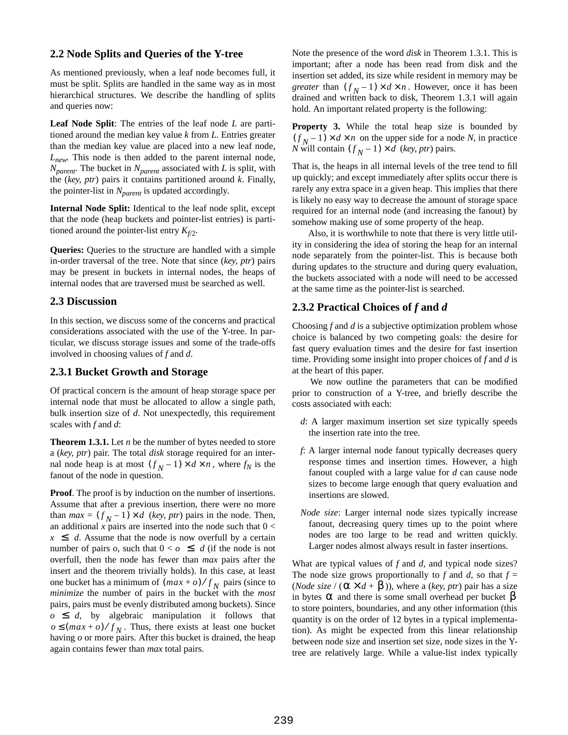## 2.2 Node Splits and Queries of the Y-tree

As mentioned previously, when a leaf node becomes full, it must be split. Splits are handled in the same way as in most hierarchical structures. We describe the handling of splits and queries now:

**Leaf Node Split**: The entries of the leaf node $L$ are partitioned around the median key value $k$ from $L$. Entries greater than the median key value are placed into a new leaf node, $L_{new}$. This node is then added to the parent internal node, $N_{parent}$. The bucket in $N_{parent}$ associated with $L$ is split, with the (*key, ptr*) pairs it contains partitioned around $k$. Finally, the pointer-list in $N_{parent}$ is updated accordingly.

**Internal Node Split:** Identical to the leaf node split, except that the node (heap buckets and pointer-list entries) is partitioned around the pointer-list entry $K_{f/2}$.

**Queries:** Queries to the structure are handled with a simple in-order traversal of the tree. Note that since (*key, ptr*) pairs may be present in buckets in internal nodes, the heaps of internal nodes that are traversed must be searched as well.

## 2.3 Discussion

In this section, we discuss some of the concerns and practical considerations associated with the use of the Y-tree. In particular, we discuss storage issues and some of the trade-offs involved in choosing values of $f$ and $d$.

## 2.3.1 Bucket Growth and Storage

Of practical concern is the amount of heap storage space per internal node that must be allocated to allow a single path, bulk insertion size of $d$. Not unexpectedly, this requirement scales with $f$ and $d$:

**Theorem 1.3.1.** Let $n$ be the number of bytes needed to store a (*key, ptr*) pair. The total *disk* storage required for an internal node heap is at most $(f_N - 1) \times d \times n$, where $f_N$ is the fanout of the node in question.

**Proof**. The proof is by induction on the number of insertions. Assume that after a previous insertion, there were no more than $max = (f_N - 1) \times d$ (*key, ptr*) pairs in the node. Then, an additional $x$ pairs are inserted into the node such that $0 < x \leq d$. Assume that the node is now overfull by a certain number of pairs $o$, such that $0 < o \leq d$ (if the node is not overfull, then the node has fewer than $max$ pairs after the insert and the theorem trivially holds). In this case, at least one bucket has a minimum of $(max + o)/f_N$ pairs (since to *minimize* the number of pairs in the bucket with the *most* pairs, pairs must be evenly distributed among buckets). Since $o \leq d$, by algebraic manipulation it follows that $o \leq (max + o)/f_N$. Thus, there exists at least one bucket having $o$ or more pairs. After this bucket is drained, the heap again contains fewer than $max$ total pairs.

Note the presence of the word *disk* in Theorem 1.3.1. This is important; after a node has been read from disk and the insertion set added, its size while resident in memory may be *greater* than $(f_N - 1) \times d \times n$. However, once it has been drained and written back to disk, Theorem 1.3.1 will again hold. An important related property is the following:

**Property 3.** While the total heap size is bounded by $(f_N - 1) \times d \times n$ on the upper side for a node $N$, in practice $N$ will contain $(f_N - 1) \times d$ (*key, ptr*) pairs.

That is, the heaps in all internal levels of the tree tend to fill up quickly; and except immediately after splits occur there is rarely any extra space in a given heap. This implies that there is likely no easy way to decrease the amount of storage space required for an internal node (and increasing the fanout) by somehow making use of some property of the heap.

Also, it is worthwhile to note that there is very little utility in considering the idea of storing the heap for an internal node separately from the pointer-list. This is because both during updates to the structure and during query evaluation, the buckets associated with a node will need to be accessed at the same time as the pointer-list is searched.

## 2.3.2 Practical Choices of *f* and *d*

Choosing $f$ and $d$ is a subjective optimization problem whose choice is balanced by two competing goals: the desire for fast query evaluation times and the desire for fast insertion time. Providing some insight into proper choices of $f$ and $d$ is at the heart of this paper.

We now outline the parameters that can be modified prior to construction of a Y-tree, and briefly describe the costs associated with each:

- $d$: A larger maximum insertion set size typically speeds the insertion rate into the tree.
- $f$: A larger internal node fanout typically decreases query response times and insertion times. However, a high fanout coupled with a large value for $d$ can cause node sizes to become large enough that query evaluation and insertions are slowed.
- *Node size*: Larger internal node sizes typically increase fanout, decreasing query times up to the point where nodes are too large to be read and written quickly. Larger nodes almost always result in faster insertions.

What are typical values of $f$ and $d$, and typical node sizes? The node size grows proportionally to $f$ and $d$, so that $f =$ (*Node size* / $(\alpha \times d + \beta)$), where a (*key, ptr*) pair has a size in bytes $\alpha$ and there is some small overhead per bucket $\beta$ to store pointers, boundaries, and any other information (this quantity is on the order of 12 bytes in a typical implementation). As might be expected from this linear relationship between node size and insertion set size, node sizes in the Y-tree are relatively large. While a value-list index typically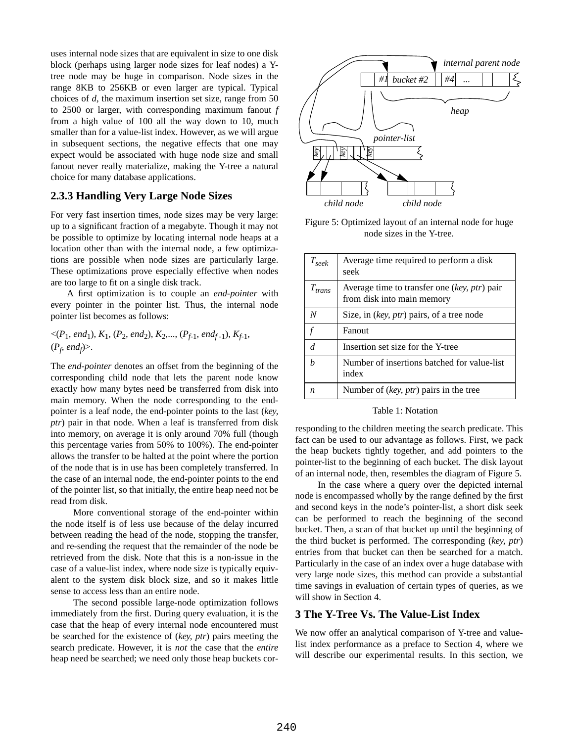uses internal node sizes that are equivalent in size to one disk block (perhaps using larger node sizes for leaf nodes) a Y-tree node may be huge in comparison. Node sizes in the range 8KB to 256KB or even larger are typical. Typical choices of $d$, the maximum insertion set size, range from 50 to 2500 or larger, with corresponding maximum fanout $f$ from a high value of 100 all the way down to 10, much smaller than for a value-list index. However, as we will argue in subsequent sections, the negative effects that one may expect would be associated with huge node size and small fanout never really materialize, making the Y-tree a natural choice for many database applications.

### 2.3.3 Handling Very Large Node Sizes

For very fast insertion times, node sizes may be very large: up to a significant fraction of a megabyte. Though it may not be possible to optimize by locating internal node heaps at a location other than with the internal node, a few optimizations are possible when node sizes are particularly large. These optimizations prove especially effective when nodes are too large to fit on a single disk track.

A first optimization is to couple an *end-pointer* with every pointer in the pointer list. Thus, the internal node pointer list becomes as follows:

$<(P_1, end_1), K_1, (P_2, end_2), K_2, ..., (P_{f-1}, end_{f-1}), K_{f-1}, (P_f, end_f)>$.

The *end-pointer* denotes an offset from the beginning of the corresponding child node that lets the parent node know exactly how many bytes need be transferred from disk into main memory. When the node corresponding to the end-pointer is a leaf node, the end-pointer points to the last (*key, ptr*) pair in that node. When a leaf is transferred from disk into memory, on average it is only around 70% full (though this percentage varies from 50% to 100%). The end-pointer allows the transfer to be halted at the point where the portion of the node that is in use has been completely transferred. In the case of an internal node, the end-pointer points to the end of the pointer list, so that initially, the entire heap need not be read from disk.

More conventional storage of the end-pointer within the node itself is of less use because of the delay incurred between reading the head of the node, stopping the transfer, and re-sending the request that the remainder of the node be retrieved from the disk. Note that this is a non-issue in the case of a value-list index, where node size is typically equivalent to the system disk block size, and so it makes little sense to access less than an entire node.

The second possible large-node optimization follows immediately from the first. During query evaluation, it is the case that the heap of every internal node encountered must be searched for the existence of (*key, ptr*) pairs meeting the search predicate. However, it is *not* the case that the *entire* heap need be searched; we need only those heap buckets corresponding to the children meeting the search predicate. This fact can be used to our advantage as follows. First, we pack the heap buckets tightly together, and add pointers to the pointer-list to the beginning of each bucket. The disk layout of an internal node, then, resembles the diagram of Figure 5.

internal parent node
#1 bucket #2 #4 ...
heap
pointer-list
key key key
child node child node

Figure 5: Optimized layout of an internal node for huge node sizes in the Y-tree.

| | |
|---|---|
| $T_{seek}$ | Average time required to perform a disk seek |
| $T_{trans}$ | Average time to transfer one (*key, ptr*) pair from disk into main memory |
| $N$ | Size, in (*key, ptr*) pairs, of a tree node |
| $f$ | Fanout |
| $d$ | Insertion set size for the Y-tree |
| $b$ | Number of insertions batched for value-list index |
| $n$ | Number of (*key, ptr*) pairs in the tree |

Table 1: Notation

In the case where a query over the depicted internal node is encompassed wholly by the range defined by the first and second keys in the node's pointer-list, a short disk seek can be performed to reach the beginning of the second bucket. Then, a scan of that bucket up until the beginning of the third bucket is performed. The corresponding (*key, ptr*) entries from that bucket can then be searched for a match. Particularly in the case of an index over a huge database with very large node sizes, this method can provide a substantial time savings in evaluation of certain types of queries, as we will show in Section 4.

## 3 The Y-Tree Vs. The Value-List Index

We now offer an analytical comparison of Y-tree and value-list index performance as a preface to Section 4, where we will describe our experimental results. In this section, we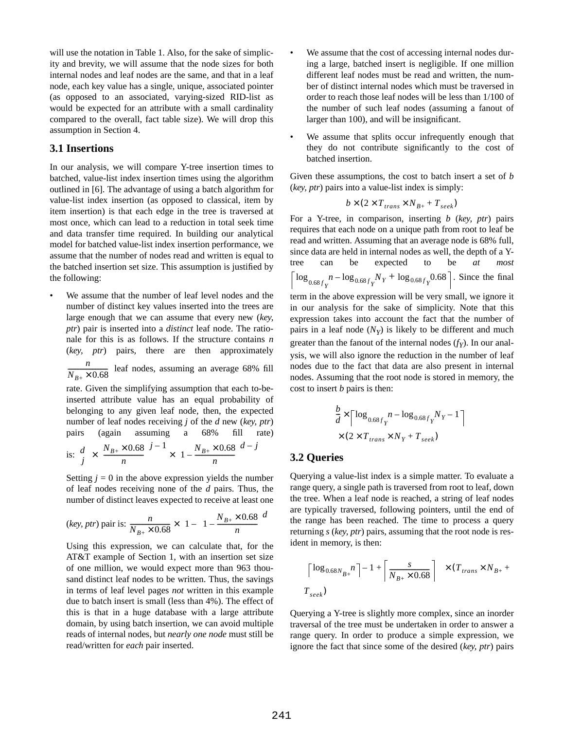will use the notation in Table 1. Also, for the sake of simplicity and brevity, we will assume that the node sizes for both internal nodes and leaf nodes are the same, and that in a leaf node, each key value has a single, unique, associated pointer (as opposed to an associated, varying-sized RID-list as would be expected for an attribute with a small cardinality compared to the overall, fact table size). We will drop this assumption in Section 4.

### 3.1 Insertions

In our analysis, we will compare Y-tree insertion times to batched, value-list index insertion times using the algorithm outlined in [6]. The advantage of using a batch algorithm for value-list index insertion (as opposed to classical, item by item insertion) is that each edge in the tree is traversed at most once, which can lead to a reduction in total seek time and data transfer time required. In building our analytical model for batched value-list index insertion performance, we assume that the number of nodes read and written is equal to the batched insertion set size. This assumption is justified by the following:

- We assume that the number of leaf level nodes and the number of distinct key values inserted into the trees are large enough that we can assume that every new (*key, ptr*) pair is inserted into a *distinct* leaf node. The rationale for this is as follows. If the structure contains $n$ (*key, ptr*) pairs, there are then approximately $\frac{n}{N_{B+} \times 0.68}$ leaf nodes, assuming an average 68% fill rate. Given the simplifying assumption that each to-be-inserted attribute value has an equal probability of belonging to any given leaf node, then, the expected number of leaf nodes receiving $j$ of the $d$ new (*key, ptr*) pairs (again assuming a 68% fill rate) is: $\binom{d}{j} \times \left(\frac{N_{B+} \times 0.68}{n}\right)^{j-1} \times \left(1 - \frac{N_{B+} \times 0.68}{n}\right)^{d-j}$

  Setting $j = 0$ in the above expression yields the number of leaf nodes receiving none of the $d$ pairs. Thus, the number of distinct leaves expected to receive at least one (*key, ptr*) pair is: $\frac{n}{N_{B+} \times 0.68} \times \left(1 - \left(1 - \frac{N_{B+} \times 0.68}{n}\right)^{d}\right)$

  Using this expression, we can calculate that, for the AT&T example of Section 1, with an insertion set size of one million, we would expect more than 963 thousand distinct leaf nodes to be written. Thus, the savings in terms of leaf level pages *not* written in this example due to batch insert is small (less than 4%). The effect of this is that in a huge database with a large attribute domain, by using batch insertion, we can avoid multiple reads of internal nodes, but *nearly one node* must still be read/written for *each* pair inserted.

- We assume that the cost of accessing internal nodes during a large, batched insert is negligible. If one million different leaf nodes must be read and written, the number of distinct internal nodes which must be traversed in order to reach those leaf nodes will be less than 1/100 of the number of such leaf nodes (assuming a fanout of larger than 100), and will be insignificant.

- We assume that splits occur infrequently enough that they do not contribute significantly to the cost of batched insertion.

Given these assumptions, the cost to batch insert a set of $b$ (*key, ptr*) pairs into a value-list index is simply:

$$b \times (2 \times T_{trans} \times N_{B+} + T_{seek})$$

For a Y-tree, in comparison, inserting $b$ (*key, ptr*) pairs requires that each node on a unique path from root to leaf be read and written. Assuming that an average node is 68% full, since data are held in internal nodes as well, the depth of a Y-tree can be expected to be *at most* $\lceil \log_{0.68 f_Y} n - \log_{0.68 f_Y} N_Y + \log_{0.68 f_Y} 0.68 \rceil$. Since the final term in the above expression will be very small, we ignore it in our analysis for the sake of simplicity. Note that this expression takes into account the fact that the number of pairs in a leaf node ($N_Y$) is likely to be different and much greater than the fanout of the internal nodes ($f_Y$). In our analysis, we will also ignore the reduction in the number of leaf nodes due to the fact that data are also present in internal nodes. Assuming that the root node is stored in memory, the cost to insert $b$ pairs is then:

$$\frac{b}{d} \times \lceil \log_{0.68 f_Y} n - \log_{0.68 f_Y} N_Y - 1 \rceil \times (2 \times T_{trans} \times N_Y + T_{seek})$$

### 3.2 Queries

Querying a value-list index is a simple matter. To evaluate a range query, a single path is traversed from root to leaf, down the tree. When a leaf node is reached, a string of leaf nodes are typically traversed, following pointers, until the end of the range has been reached. The time to process a query returning $s$ (*key, ptr*) pairs, assuming that the root node is resident in memory, is then:

$$\left(\lceil \log_{0.68 N_{B+}} n \rceil - 1 + \left\lceil \frac{s}{N_{B+} \times 0.68} \right\rceil\right) \times (T_{trans} \times N_{B+} + T_{seek})$$

Querying a Y-tree is slightly more complex, since an inorder traversal of the tree must be undertaken in order to answer a range query. In order to produce a simple expression, we ignore the fact that since some of the desired (*key, ptr*) pairs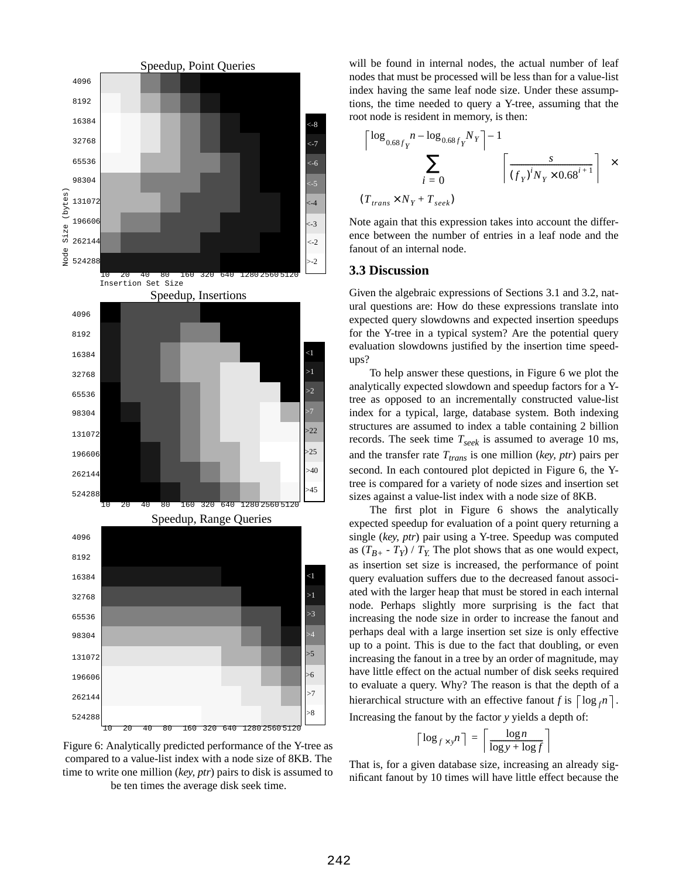will be found in internal nodes, the actual number of leaf nodes that must be processed will be less than for a value-list index having the same leaf node size. Under these assumptions, the time needed to query a Y-tree, assuming that the root node is resident in memory, is then:

$$\sum_{i=0}^{\lceil \log_{0.68 f_Y} n - \log_{0.68 f_Y} N_Y \rceil - 1} \left\lceil \frac{s}{(f_Y)^i N_Y \times 0.68^{i+1}} \right\rceil \times (T_{trans} \times N_Y + T_{seek})$$

Note again that this expression takes into account the difference between the number of entries in a leaf node and the fanout of an internal node.

### 3.3 Discussion

Given the algebraic expressions of Sections 3.1 and 3.2, natural questions are: How do these expressions translate into expected query slowdowns and expected insertion speedups for the Y-tree in a typical system? Are the potential query evaluation slowdowns justified by the insertion time speedups?

To help answer these questions, in Figure 6 we plot the analytically expected slowdown and speedup factors for a Y-tree as opposed to an incrementally constructed value-list index for a typical, large, database system. Both indexing structures are assumed to index a table containing 2 billion records. The seek time $T_{seek}$ is assumed to average 10 ms, and the transfer rate $T_{trans}$ is one million (*key, ptr*) pairs per second. In each contoured plot depicted in Figure 6, the Y-tree is compared for a variety of node sizes and insertion set sizes against a value-list index with a node size of 8KB.

The first plot in Figure 6 shows the analytically expected speedup for evaluation of a point query returning a single (*key, ptr*) pair using a Y-tree. Speedup was computed as $(T_{B+} - T_Y) / T_Y$. The plot shows that as one would expect, as insertion set size is increased, the performance of point query evaluation suffers due to the decreased fanout associated with the larger heap that must be stored in each internal node. Perhaps slightly more surprising is the fact that increasing the node size in order to increase the fanout and perhaps deal with a large insertion set size is only effective up to a point. This is due to the fact that doubling, or even increasing the fanout in a tree by an order of magnitude, may have little effect on the actual number of disk seeks required to evaluate a query. Why? The reason is that the depth of a hierarchical structure with an effective fanout $f$ is $\lceil \log_f n \rceil$. Increasing the fanout by the factor $y$ yields a depth of:

$$\lceil \log_{f \times y} n \rceil = \left\lceil \frac{\log n}{\log y + \log f} \right\rceil$$

That is, for a given database size, increasing an already significant fanout by 10 times will have little effect because the

Figure 6: Analytically predicted performance of the Y-tree as compared to a value-list index with a node size of 8KB. The time to write one million (*key, ptr*) pairs to disk is assumed to be ten times the average disk seek time.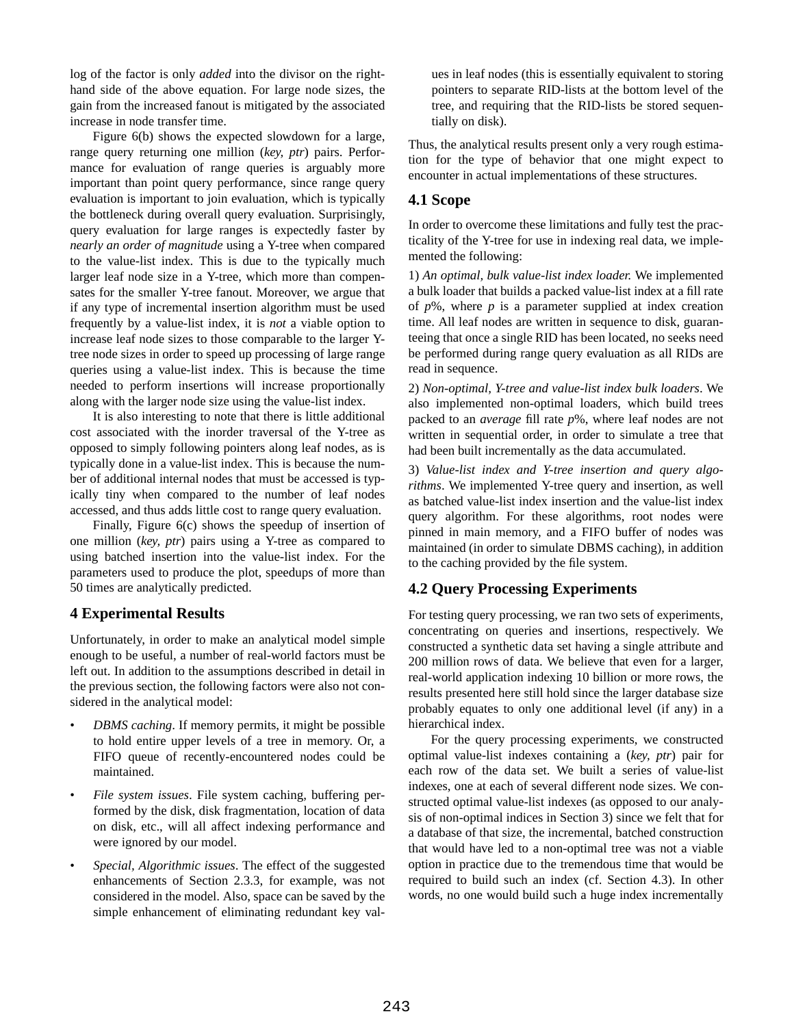log of the factor is only *added* into the divisor on the right-hand side of the above equation. For large node sizes, the gain from the increased fanout is mitigated by the associated increase in node transfer time.

Figure 6(b) shows the expected slowdown for a large, range query returning one million (*key, ptr*) pairs. Performance for evaluation of range queries is arguably more important than point query performance, since range query evaluation is important to join evaluation, which is typically the bottleneck during overall query evaluation. Surprisingly, query evaluation for large ranges is expectedly faster by *nearly an order of magnitude* using a Y-tree when compared to the value-list index. This is due to the typically much larger leaf node size in a Y-tree, which more than compensates for the smaller Y-tree fanout. Moreover, we argue that if any type of incremental insertion algorithm must be used frequently by a value-list index, it is *not* a viable option to increase leaf node sizes to those comparable to the larger Y-tree node sizes in order to speed up processing of large range queries using a value-list index. This is because the time needed to perform insertions will increase proportionally along with the larger node size using the value-list index.

It is also interesting to note that there is little additional cost associated with the inorder traversal of the Y-tree as opposed to simply following pointers along leaf nodes, as is typically done in a value-list index. This is because the number of additional internal nodes that must be accessed is typically tiny when compared to the number of leaf nodes accessed, and thus adds little cost to range query evaluation.

Finally, Figure 6(c) shows the speedup of insertion of one million (*key, ptr*) pairs using a Y-tree as compared to using batched insertion into the value-list index. For the parameters used to produce the plot, speedups of more than 50 times are analytically predicted.

## 4 Experimental Results

Unfortunately, in order to make an analytical model simple enough to be useful, a number of real-world factors must be left out. In addition to the assumptions described in detail in the previous section, the following factors were also not considered in the analytical model:

- *DBMS caching*. If memory permits, it might be possible to hold entire upper levels of a tree in memory. Or, a FIFO queue of recently-encountered nodes could be maintained.
- *File system issues*. File system caching, buffering performed by the disk, disk fragmentation, location of data on disk, etc., will all affect indexing performance and were ignored by our model.
- *Special, Algorithmic issues*. The effect of the suggested enhancements of Section 2.3.3, for example, was not considered in the model. Also, space can be saved by the simple enhancement of eliminating redundant key values in leaf nodes (this is essentially equivalent to storing pointers to separate RID-lists at the bottom level of the tree, and requiring that the RID-lists be stored sequentially on disk).

Thus, the analytical results present only a very rough estimation for the type of behavior that one might expect to encounter in actual implementations of these structures.

### 4.1 Scope

In order to overcome these limitations and fully test the practicality of the Y-tree for use in indexing real data, we implemented the following:

1) *An optimal, bulk value-list index loader.* We implemented a bulk loader that builds a packed value-list index at a fill rate of $p$%, where $p$ is a parameter supplied at index creation time. All leaf nodes are written in sequence to disk, guaranteeing that once a single RID has been located, no seeks need be performed during range query evaluation as all RIDs are read in sequence.

2) *Non-optimal, Y-tree and value-list index bulk loaders*. We also implemented non-optimal loaders, which build trees packed to an *average* fill rate $p$%, where leaf nodes are not written in sequential order, in order to simulate a tree that had been built incrementally as the data accumulated.

3) *Value-list index and Y-tree insertion and query algorithms*. We implemented Y-tree query and insertion, as well as batched value-list index insertion and the value-list index query algorithm. For these algorithms, root nodes were pinned in main memory, and a FIFO buffer of nodes was maintained (in order to simulate DBMS caching), in addition to the caching provided by the file system.

### 4.2 Query Processing Experiments

For testing query processing, we ran two sets of experiments, concentrating on queries and insertions, respectively. We constructed a synthetic data set having a single attribute and 200 million rows of data. We believe that even for a larger, real-world application indexing 10 billion or more rows, the results presented here still hold since the larger database size probably equates to only one additional level (if any) in a hierarchical index.

For the query processing experiments, we constructed optimal value-list indexes containing a (*key, ptr*) pair for each row of the data set. We built a series of value-list indexes, one at each of several different node sizes. We constructed optimal value-list indexes (as opposed to our analysis of non-optimal indices in Section 3) since we felt that for a database of that size, the incremental, batched construction that would have led to a non-optimal tree was not a viable option in practice due to the tremendous time that would be required to build such an index (cf. Section 4.3). In other words, no one would build such a huge index incrementally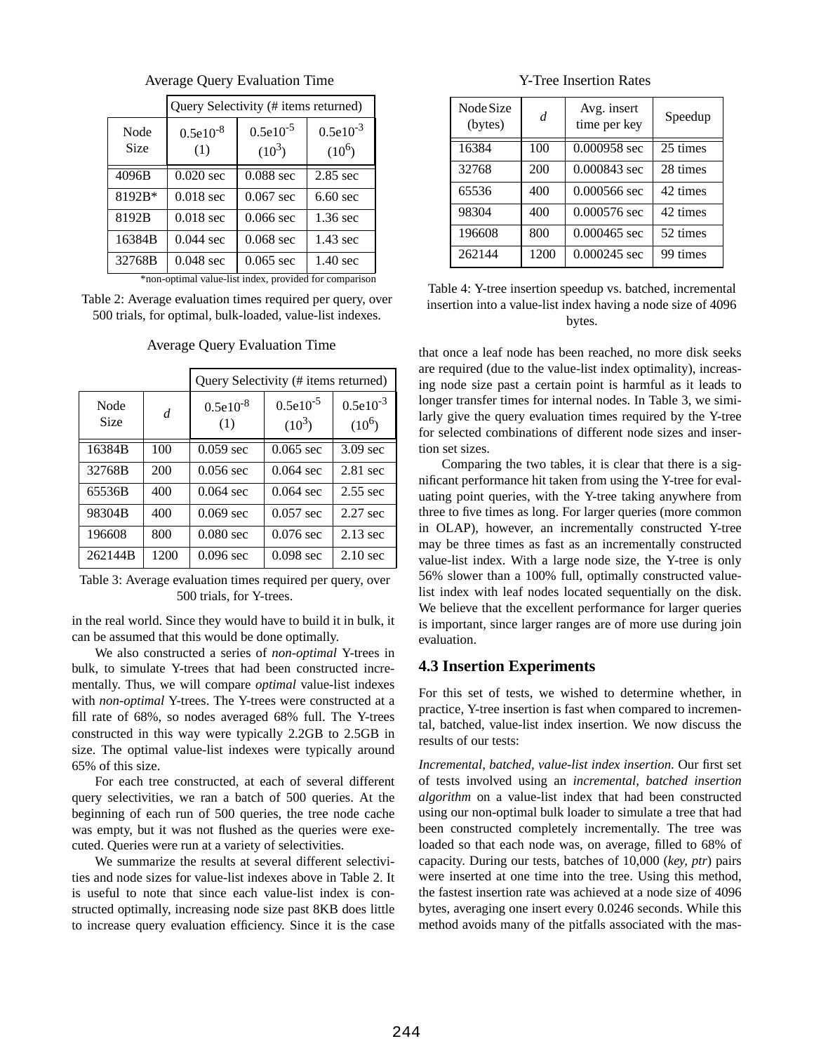Average Query Evaluation Time

| Node Size | Query Selectivity (# items returned) | | |
|---|---|---|---|
| | $0.5e10^{-8}$ (1) | $0.5e10^{-5}$ ($10^3$) | $0.5e10^{-3}$ ($10^6$) |
| 4096B | 0.020 sec | 0.088 sec | 2.85 sec |
| 8192B* | 0.018 sec | 0.067 sec | 6.60 sec |
| 8192B | 0.018 sec | 0.066 sec | 1.36 sec |
| 16384B | 0.044 sec | 0.068 sec | 1.43 sec |
| 32768B | 0.048 sec | 0.065 sec | 1.40 sec |

*non-optimal value-list index, provided for comparison

Table 2: Average evaluation times required per query, over 500 trials, for optimal, bulk-loaded, value-list indexes.

Average Query Evaluation Time

| Node Size | *d* | Query Selectivity (# items returned) | | |
|---|---|---|---|---|
| | | $0.5e10^{-8}$ (1) | $0.5e10^{-5}$ ($10^3$) | $0.5e10^{-3}$ ($10^6$) |
| 16384B | 100 | 0.059 sec | 0.065 sec | 3.09 sec |
| 32768B | 200 | 0.056 sec | 0.064 sec | 2.81 sec |
| 65536B | 400 | 0.064 sec | 0.064 sec | 2.55 sec |
| 98304B | 400 | 0.069 sec | 0.057 sec | 2.27 sec |
| 196608 | 800 | 0.080 sec | 0.076 sec | 2.13 sec |
| 262144B | 1200 | 0.096 sec | 0.098 sec | 2.10 sec |

Table 3: Average evaluation times required per query, over 500 trials, for Y-trees.

in the real world. Since they would have to build it in bulk, it can be assumed that this would be done optimally.

We also constructed a series of *non-optimal* Y-trees in bulk, to simulate Y-trees that had been constructed incrementally. Thus, we will compare *optimal* value-list indexes with *non-optimal* Y-trees. The Y-trees were constructed at a fill rate of 68%, so nodes averaged 68% full. The Y-trees constructed in this way were typically 2.2GB to 2.5GB in size. The optimal value-list indexes were typically around 65% of this size.

For each tree constructed, at each of several different query selectivities, we ran a batch of 500 queries. At the beginning of each run of 500 queries, the tree node cache was empty, but it was not flushed as the queries were executed. Queries were run at a variety of selectivities.

We summarize the results at several different selectivities and node sizes for value-list indexes above in Table 2. It is useful to note that since each value-list index is constructed optimally, increasing node size past 8KB does little to increase query evaluation efficiency. Since it is the case that once a leaf node has been reached, no more disk seeks are required (due to the value-list index optimality), increasing node size past a certain point is harmful as it leads to longer transfer times for internal nodes. In Table 3, we similarly give the query evaluation times required by the Y-tree for selected combinations of different node sizes and insertion set sizes.

Comparing the two tables, it is clear that there is a significant performance hit taken from using the Y-tree for evaluating point queries, with the Y-tree taking anywhere from three to five times as long. For larger queries (more common in OLAP), however, an incrementally constructed Y-tree may be three times as fast as an incrementally constructed value-list index. With a large node size, the Y-tree is only 56% slower than a 100% full, optimally constructed value-list index with leaf nodes located sequentially on the disk. We believe that the excellent performance for larger queries is important, since larger ranges are of more use during join evaluation.

Y-Tree Insertion Rates

| Node Size (bytes) | *d* | Avg. insert time per key | Speedup |
|---|---|---|---|
| 16384 | 100 | 0.000958 sec | 25 times |
| 32768 | 200 | 0.000843 sec | 28 times |
| 65536 | 400 | 0.000566 sec | 42 times |
| 98304 | 400 | 0.000576 sec | 42 times |
| 196608 | 800 | 0.000465 sec | 52 times |
| 262144 | 1200 | 0.000245 sec | 99 times |

Table 4: Y-tree insertion speedup vs. batched, incremental insertion into a value-list index having a node size of 4096 bytes.

### 4.3 Insertion Experiments

For this set of tests, we wished to determine whether, in practice, Y-tree insertion is fast when compared to incremental, batched, value-list index insertion. We now discuss the results of our tests:

*Incremental, batched, value-list index insertion.* Our first set of tests involved using an *incremental, batched insertion algorithm* on a value-list index that had been constructed using our non-optimal bulk loader to simulate a tree that had been constructed completely incrementally. The tree was loaded so that each node was, on average, filled to 68% of capacity. During our tests, batches of 10,000 (*key, ptr*) pairs were inserted at one time into the tree. Using this method, the fastest insertion rate was achieved at a node size of 4096 bytes, averaging one insert every 0.0246 seconds. While this method avoids many of the pitfalls associated with the mas-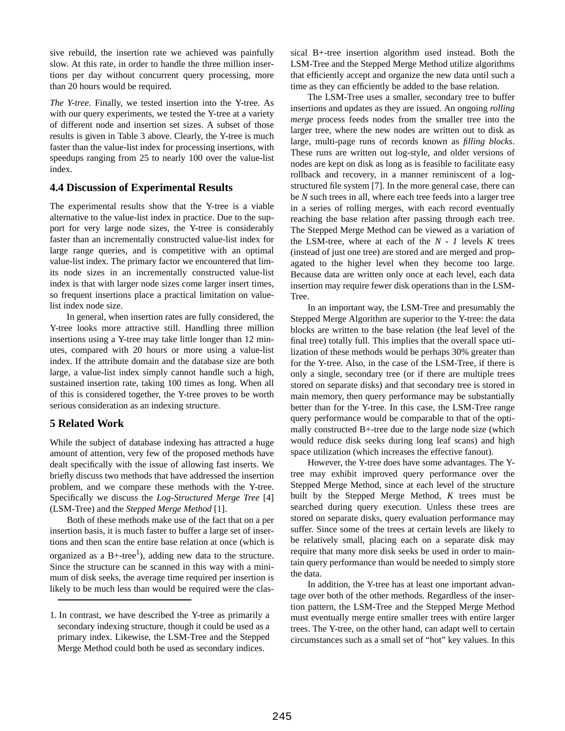sive rebuild, the insertion rate we achieved was painfully slow. At this rate, in order to handle the three million insertions per day without concurrent query processing, more than 20 hours would be required.

*The Y-tree*. Finally, we tested insertion into the Y-tree. As with our query experiments, we tested the Y-tree at a variety of different node and insertion set sizes. A subset of those results is given in Table 3 above. Clearly, the Y-tree is much faster than the value-list index for processing insertions, with speedups ranging from 25 to nearly 100 over the value-list index.

### 4.4 Discussion of Experimental Results

The experimental results show that the Y-tree is a viable alternative to the value-list index in practice. Due to the support for very large node sizes, the Y-tree is considerably faster than an incrementally constructed value-list index for large range queries, and is competitive with an optimal value-list index. The primary factor we encountered that limits node sizes in an incrementally constructed value-list index is that with larger node sizes come larger insert times, so frequent insertions place a practical limitation on value-list index node size.

In general, when insertion rates are fully considered, the Y-tree looks more attractive still. Handling three million insertions using a Y-tree may take little longer than 12 minutes, compared with 20 hours or more using a value-list index. If the attribute domain and the database size are both large, a value-list index simply cannot handle such a high, sustained insertion rate, taking 100 times as long. When all of this is considered together, the Y-tree proves to be worth serious consideration as an indexing structure.

## 5 Related Work

While the subject of database indexing has attracted a huge amount of attention, very few of the proposed methods have dealt specifically with the issue of allowing fast inserts. We briefly discuss two methods that have addressed the insertion problem, and we compare these methods with the Y-tree. Specifically we discuss the *Log-Structured Merge Tree* [4] (LSM-Tree) and the *Stepped Merge Method* [1].

Both of these methods make use of the fact that on a per insertion basis, it is much faster to buffer a large set of insertions and then scan the entire base relation at once (which is organized as a B+-tree[1]), adding new data to the structure. Since the structure can be scanned in this way with a minimum of disk seeks, the average time required per insertion is likely to be much less than would be required were the classical B+-tree insertion algorithm used instead. Both the LSM-Tree and the Stepped Merge Method utilize algorithms that efficiently accept and organize the new data until such a time as they can efficiently be added to the base relation.

The LSM-Tree uses a smaller, secondary tree to buffer insertions and updates as they are issued. An ongoing *rolling merge* process feeds nodes from the smaller tree into the larger tree, where the new nodes are written out to disk as large, multi-page runs of records known as *filling blocks*. These runs are written out log-style, and older versions of nodes are kept on disk as long as is feasible to facilitate easy rollback and recovery, in a manner reminiscent of a log-structured file system [7]. In the more general case, there can be *N* such trees in all, where each tree feeds into a larger tree in a series of rolling merges, with each record eventually reaching the base relation after passing through each tree. The Stepped Merge Method can be viewed as a variation of the LSM-tree, where at each of the $N - 1$ levels $K$ trees (instead of just one tree) are stored and are merged and propagated to the higher level when they become too large. Because data are written only once at each level, each data insertion may require fewer disk operations than in the LSM-Tree.

In an important way, the LSM-Tree and presumably the Stepped Merge Algorithm are superior to the Y-tree: the data blocks are written to the base relation (the leaf level of the final tree) totally full. This implies that the overall space utilization of these methods would be perhaps 30% greater than for the Y-tree. Also, in the case of the LSM-Tree, if there is only a single, secondary tree (or if there are multiple trees stored on separate disks) and that secondary tree is stored in main memory, then query performance may be substantially better than for the Y-tree. In this case, the LSM-Tree range query performance would be comparable to that of the optimally constructed B+-tree due to the large node size (which would reduce disk seeks during long leaf scans) and high space utilization (which increases the effective fanout).

However, the Y-tree does have some advantages. The Y-tree may exhibit improved query performance over the Stepped Merge Method, since at each level of the structure built by the Stepped Merge Method, $K$ trees must be searched during query execution. Unless these trees are stored on separate disks, query evaluation performance may suffer. Since some of the trees at certain levels are likely to be relatively small, placing each on a separate disk may require that many more disk seeks be used in order to maintain query performance than would be needed to simply store the data.

In addition, the Y-tree has at least one important advantage over both of the other methods. Regardless of the insertion pattern, the LSM-Tree and the Stepped Merge Method must eventually merge entire smaller trees with entire larger trees. The Y-tree, on the other hand, can adapt well to certain circumstances such as a small set of "hot" key values. In this

1. In contrast, we have described the Y-tree as primarily a secondary indexing structure, though it could be used as a primary index. Likewise, the LSM-Tree and the Stepped Merge Method could both be used as secondary indices.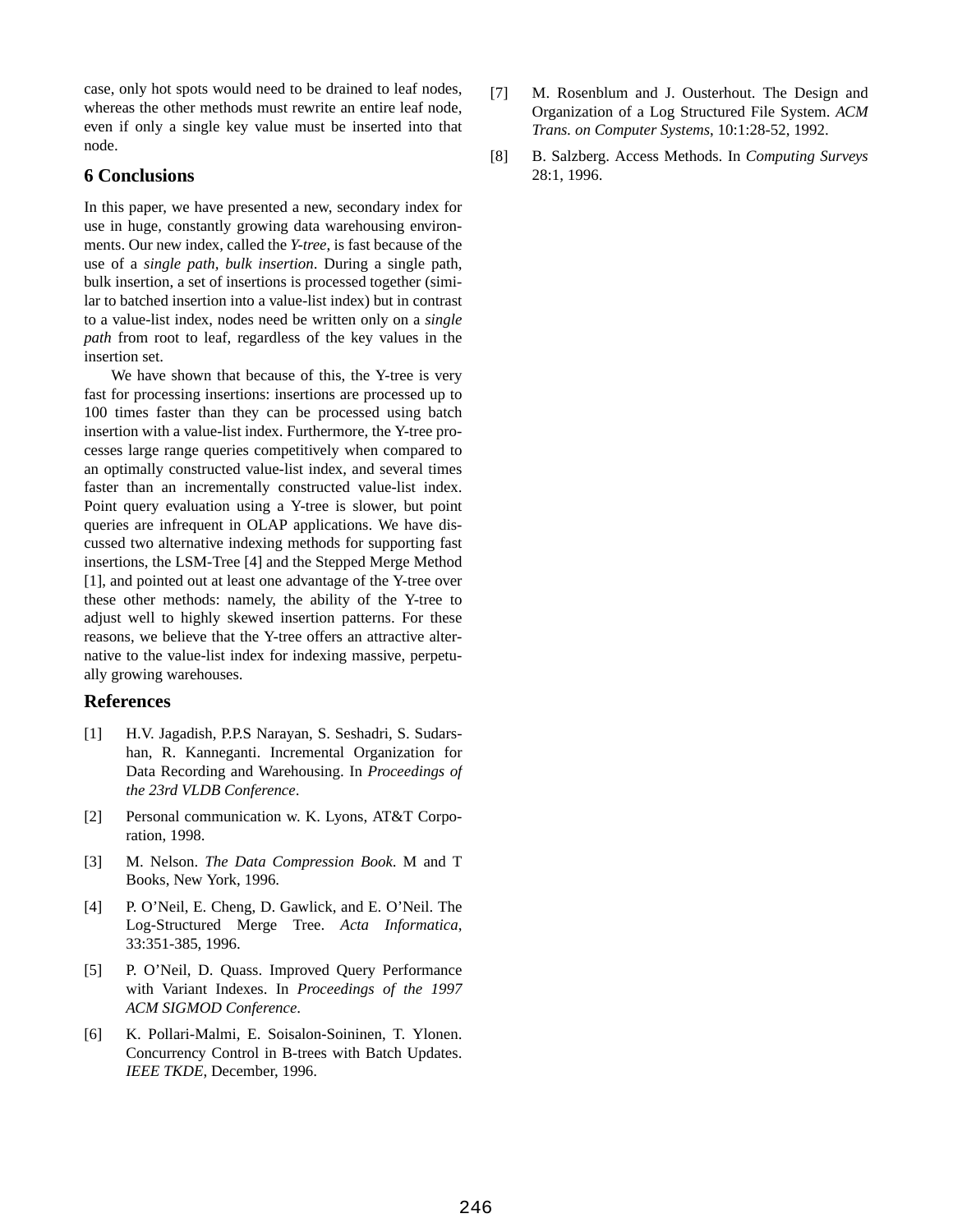case, only hot spots would need to be drained to leaf nodes, whereas the other methods must rewrite an entire leaf node, even if only a single key value must be inserted into that node.

## 6 Conclusions

In this paper, we have presented a new, secondary index for use in huge, constantly growing data warehousing environments. Our new index, called the *Y-tree*, is fast because of the use of a *single path, bulk insertion*. During a single path, bulk insertion, a set of insertions is processed together (similar to batched insertion into a value-list index) but in contrast to a value-list index, nodes need be written only on a *single path* from root to leaf, regardless of the key values in the insertion set.

We have shown that because of this, the Y-tree is very fast for processing insertions: insertions are processed up to 100 times faster than they can be processed using batch insertion with a value-list index. Furthermore, the Y-tree processes large range queries competitively when compared to an optimally constructed value-list index, and several times faster than an incrementally constructed value-list index. Point query evaluation using a Y-tree is slower, but point queries are infrequent in OLAP applications. We have discussed two alternative indexing methods for supporting fast insertions, the LSM-Tree [4] and the Stepped Merge Method [1], and pointed out at least one advantage of the Y-tree over these other methods: namely, the ability of the Y-tree to adjust well to highly skewed insertion patterns. For these reasons, we believe that the Y-tree offers an attractive alternative to the value-list index for indexing massive, perpetually growing warehouses.

## References

[1] H.V. Jagadish, P.P.S Narayan, S. Seshadri, S. Sudarshan, R. Kanneganti. Incremental Organization for Data Recording and Warehousing. In *Proceedings of the 23rd VLDB Conference*.

[2] Personal communication w. K. Lyons, AT&T Corporation, 1998.

[3] M. Nelson. *The Data Compression Book.* M and T Books, New York, 1996.

[4] P. O'Neil, E. Cheng, D. Gawlick, and E. O'Neil. The Log-Structured Merge Tree. *Acta Informatica*, 33:351-385, 1996.

[5] P. O'Neil, D. Quass. Improved Query Performance with Variant Indexes. In *Proceedings of the 1997 ACM SIGMOD Conference*.

[6] K. Pollari-Malmi, E. Soisalon-Soininen, T. Ylonen. Concurrency Control in B-trees with Batch Updates. *IEEE TKDE*, December, 1996.

[7] M. Rosenblum and J. Ousterhout. The Design and Organization of a Log Structured File System. *ACM Trans. on Computer Systems*, 10:1:28-52, 1992.

[8] B. Salzberg. Access Methods. In *Computing Surveys* 28:1, 1996.